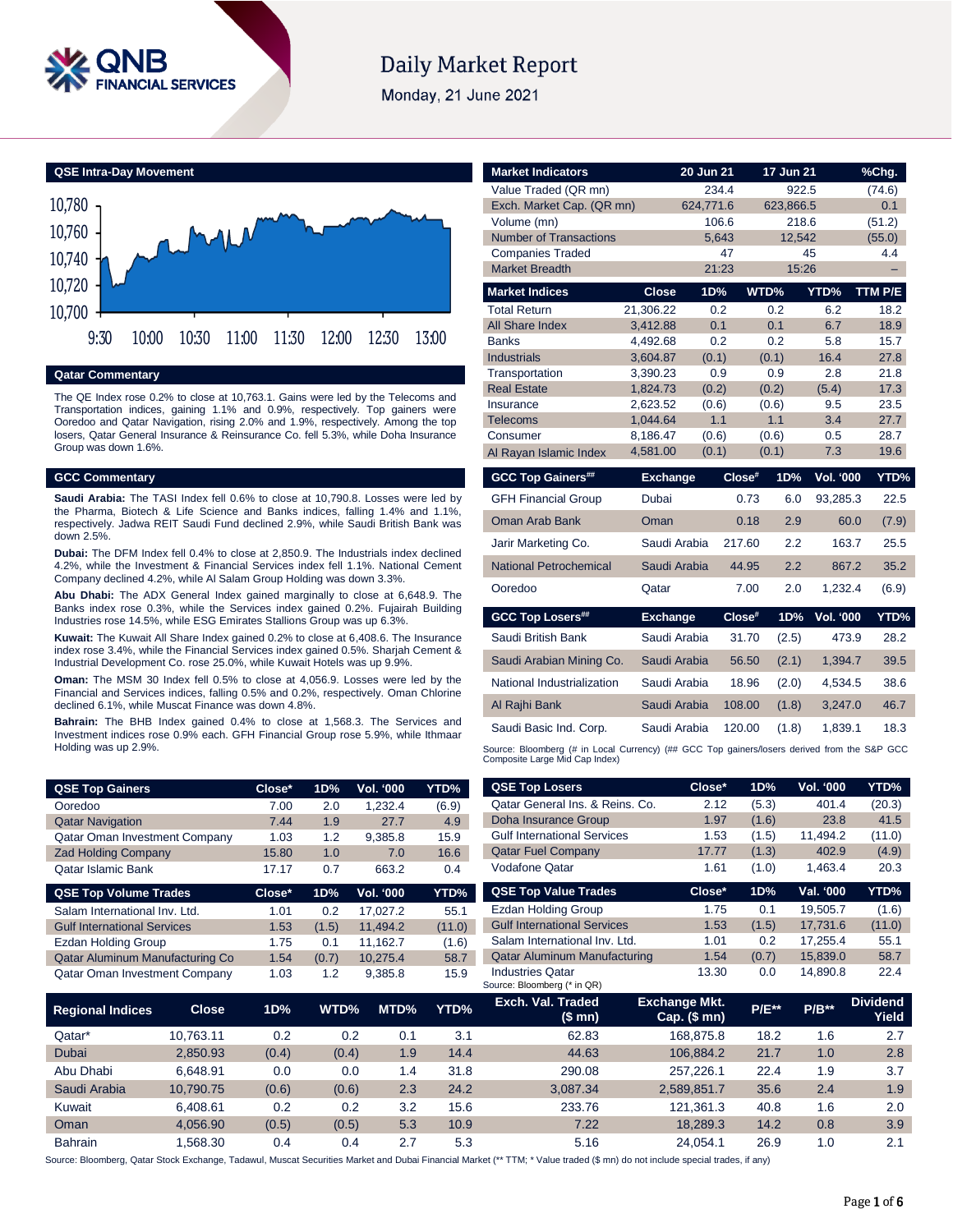# Daily Market Report

Monday, 21 June 2021

## QSE Intra-Day Movement

## Qatar Commentary

The QE Index rose 0.2% to close at 10,763.1. Gains were led by the Telecoms and Transportation indices, gaining 1.1% and 0.9%, respectively. Top gainers were Ooredoo and Qatar Navigation, rising 2.0% and 1.9%, respectively. Among the top losers, Qatar General Insurance & Reinsurance Co. fell 5.3%, while Doha Insurance Group was down 1.6%.

## GCC Commentary

**Saudi Arabia:** The TASI Index fell 0.6% to close at 10,790.8. Losses were led by the Pharma, Biotech & Life Science and Banks indices, falling 1.4% and 1.1%, respectively. Jadwa REIT Saudi Fund declined 2.9%, while Saudi British Bank was down 2.5%.

**Dubai:** The DFM Index fell 0.4% to close at 2,850.9. The Industrials index declined 4.2%, while the Investment & Financial Services index fell 1.1%. National Cement Company declined 4.2%, while Al Salam Group Holding was down 3.3%.

**Abu Dhabi:** The ADX General Index gained marginally to close at 6,648.9. The Banks index rose 0.3%, while the Services index gained 0.2%. Fujairah Building Industries rose 14.5%, while ESG Emirates Stallions Group was up 6.3%.

**Kuwait:** The Kuwait All Share Index gained 0.2% to close at 6,408.6. The Insurance index rose 3.4%, while the Financial Services index gained 0.5%. Sharjah Cement & Industrial Development Co. rose 25.0%, while Kuwait Hotels was up 9.9%.

**Oman:** The MSM 30 Index fell 0.5% to close at 4,056.9. Losses were led by the Financial and Services indices, falling 0.5% and 0.2%, respectively. Oman Chlorine declined 6.1%, while Muscat Finance was down 4.8%.

**Bahrain:** The BHB Index gained 0.4% to close at 1,568.3. The Services and Investment indices rose 0.9% each. GFH Financial Group rose 5.9%, while Ithmaar Holding was up 2.9%.

| Market Indicators | 20 Jun 21 | 17 Jun 21 | %Chg. |
|---|---|---|---|
| Value Traded (QR mn) | 234.4 | 922.5 | (74.6) |
| Exch. Market Cap. (QR mn) | 624,771.6 | 623,866.5 | 0.1 |
| Volume (mn) | 106.6 | 218.6 | (51.2) |
| Number of Transactions | 5,643 | 12,542 | (55.0) |
| Companies Traded | 47 | 45 | 4.4 |
| Market Breadth | 21:23 | 15:26 | – |

| Market Indices | Close | 1D% | WTD% | YTD% | TTM P/E |
|---|---|---|---|---|---|
| Total Return | 21,306.22 | 0.2 | 0.2 | 6.2 | 18.2 |
| All Share Index | 3,412.88 | 0.1 | 0.1 | 6.7 | 18.9 |
| Banks | 4,492.68 | 0.2 | 0.2 | 5.8 | 15.7 |
| Industrials | 3,604.87 | (0.1) | (0.1) | 16.4 | 27.8 |
| Transportation | 3,390.23 | 0.9 | 0.9 | 2.8 | 21.8 |
| Real Estate | 1,824.73 | (0.2) | (0.2) | (5.4) | 17.3 |
| Insurance | 2,623.52 | (0.6) | (0.6) | 9.5 | 23.5 |
| Telecoms | 1,044.64 | 1.1 | 1.1 | 3.4 | 27.7 |
| Consumer | 8,186.47 | (0.6) | (0.6) | 0.5 | 28.7 |
| Al Rayan Islamic Index | 4,581.00 | (0.1) | (0.1) | 7.3 | 19.6 |

| GCC Top Gainers## | Exchange | Close# | 1D% | Vol. '000 | YTD% |
|---|---|---|---|---|---|
| GFH Financial Group | Dubai | 0.73 | 6.0 | 93,285.3 | 22.5 |
| Oman Arab Bank | Oman | 0.18 | 2.9 | 60.0 | (7.9) |
| Jarir Marketing Co. | Saudi Arabia | 217.60 | 2.2 | 163.7 | 25.5 |
| National Petrochemical | Saudi Arabia | 44.95 | 2.2 | 867.2 | 35.2 |
| Ooredoo | Qatar | 7.00 | 2.0 | 1,232.4 | (6.9) |

| GCC Top Losers## | Exchange | Close# | 1D% | Vol. '000 | YTD% |
|---|---|---|---|---|---|
| Saudi British Bank | Saudi Arabia | 31.70 | (2.5) | 473.9 | 28.2 |
| Saudi Arabian Mining Co. | Saudi Arabia | 56.50 | (2.1) | 1,394.7 | 39.5 |
| National Industrialization | Saudi Arabia | 18.96 | (2.0) | 4,534.5 | 38.6 |
| Al Rajhi Bank | Saudi Arabia | 108.00 | (1.8) | 3,247.0 | 46.7 |
| Saudi Basic Ind. Corp. | Saudi Arabia | 120.00 | (1.8) | 1,839.1 | 18.3 |

Source: Bloomberg (# in Local Currency) (## GCC Top gainers/losers derived from the S&P GCC Composite Large Mid Cap Index)

| QSE Top Gainers | Close* | 1D% | Vol. '000 | YTD% |
|---|---|---|---|---|
| Ooredoo | 7.00 | 2.0 | 1,232.4 | (6.9) |
| Qatar Navigation | 7.44 | 1.9 | 27.7 | 4.9 |
| Qatar Oman Investment Company | 1.03 | 1.2 | 9,385.8 | 15.9 |
| Zad Holding Company | 15.80 | 1.0 | 7.0 | 16.6 |
| Qatar Islamic Bank | 17.17 | 0.7 | 663.2 | 0.4 |

| QSE Top Volume Trades | Close* | 1D% | Vol. '000 | YTD% |
|---|---|---|---|---|
| Salam International Inv. Ltd. | 1.01 | 0.2 | 17,027.2 | 55.1 |
| Gulf International Services | 1.53 | (1.5) | 11,494.2 | (11.0) |
| Ezdan Holding Group | 1.75 | 0.1 | 11,162.7 | (1.6) |
| Qatar Aluminum Manufacturing Co | 1.54 | (0.7) | 10,275.4 | 58.7 |
| Qatar Oman Investment Company | 1.03 | 1.2 | 9,385.8 | 15.9 |

| QSE Top Losers | Close* | 1D% | Vol. '000 | YTD% |
|---|---|---|---|---|
| Qatar General Ins. & Reins. Co. | 2.12 | (5.3) | 401.4 | (20.3) |
| Doha Insurance Group | 1.97 | (1.6) | 23.8 | 41.5 |
| Gulf International Services | 1.53 | (1.5) | 11,494.2 | (11.0) |
| Qatar Fuel Company | 17.77 | (1.3) | 402.9 | (4.9) |
| Vodafone Qatar | 1.61 | (1.0) | 1,463.4 | 20.3 |

| QSE Top Value Trades | Close* | 1D% | Val. '000 | YTD% |
|---|---|---|---|---|
| Ezdan Holding Group | 1.75 | 0.1 | 19,505.7 | (1.6) |
| Gulf International Services | 1.53 | (1.5) | 17,731.6 | (11.0) |
| Salam International Inv. Ltd. | 1.01 | 0.2 | 17,255.4 | 55.1 |
| Qatar Aluminum Manufacturing | 1.54 | (0.7) | 15,839.0 | 58.7 |
| Industries Qatar | 13.30 | 0.0 | 14,890.8 | 22.4 |

Source: Bloomberg (* in QR)

| Regional Indices | Close | 1D% | WTD% | MTD% | YTD% | Exch. Val. Traded ($ mn) | Exchange Mkt. Cap. ($ mn) | P/E** | P/B** | Dividend Yield |
|---|---|---|---|---|---|---|---|---|---|---|
| Qatar* | 10,763.11 | 0.2 | 0.2 | 0.1 | 3.1 | 62.83 | 168,875.8 | 18.2 | 1.6 | 2.7 |
| Dubai | 2,850.93 | (0.4) | (0.4) | 1.9 | 14.4 | 44.63 | 106,884.2 | 21.7 | 1.0 | 2.8 |
| Abu Dhabi | 6,648.91 | 0.0 | 0.0 | 1.4 | 31.8 | 290.08 | 257,226.1 | 22.4 | 1.9 | 3.7 |
| Saudi Arabia | 10,790.75 | (0.6) | (0.6) | 2.3 | 24.2 | 3,087.34 | 2,589,851.7 | 35.6 | 2.4 | 1.9 |
| Kuwait | 6,408.61 | 0.2 | 0.2 | 3.2 | 15.6 | 233.76 | 121,361.3 | 40.8 | 1.6 | 2.0 |
| Oman | 4,056.90 | (0.5) | (0.5) | 5.3 | 10.9 | 7.22 | 18,289.3 | 14.2 | 0.8 | 3.9 |
| Bahrain | 1,568.30 | 0.4 | 0.4 | 2.7 | 5.3 | 5.16 | 24,054.1 | 26.9 | 1.0 | 2.1 |

Source: Bloomberg, Qatar Stock Exchange, Tadawul, Muscat Securities Market and Dubai Financial Market (** TTM; * Value traded ($ mn) do not include special trades, if any)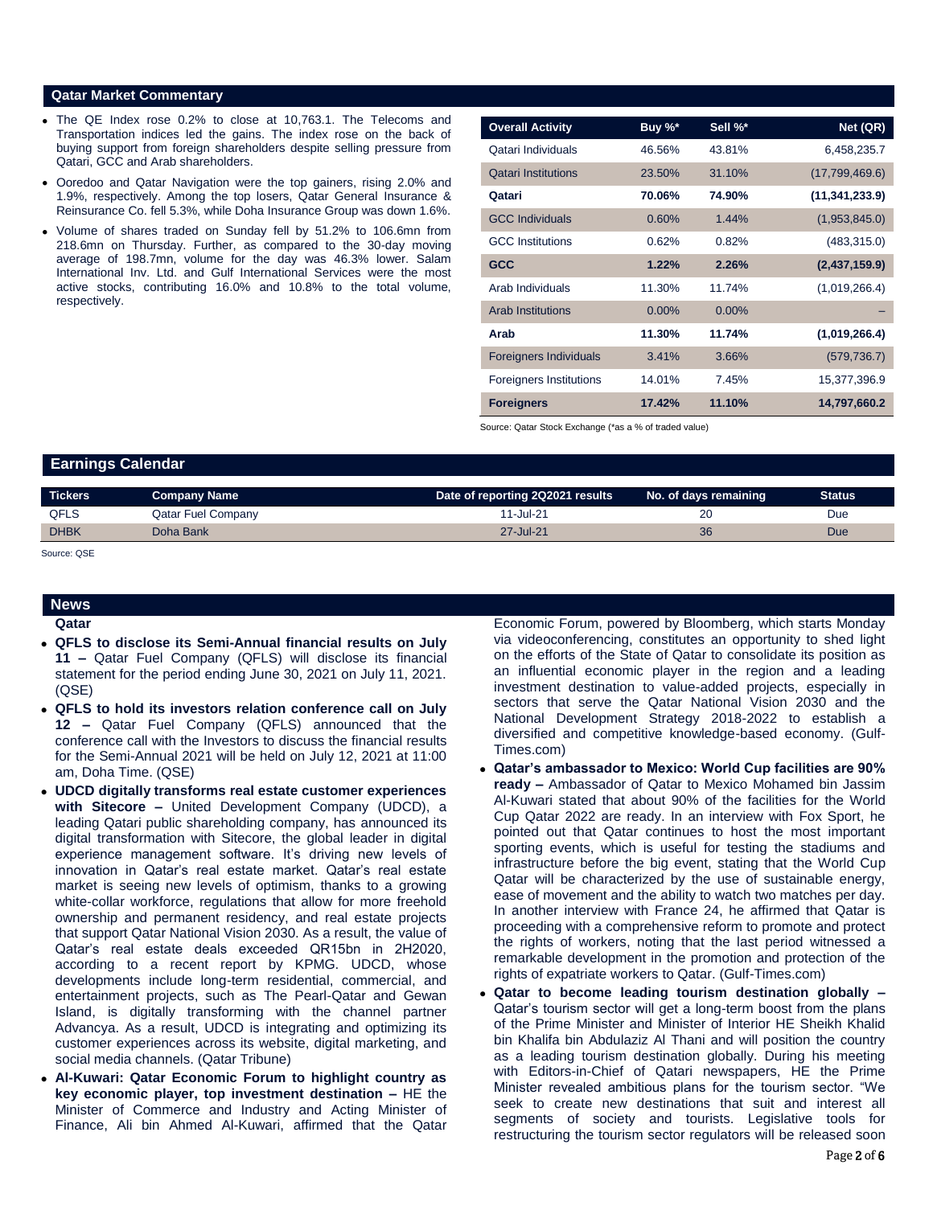## Qatar Market Commentary

- The QE Index rose 0.2% to close at 10,763.1. The Telecoms and Transportation indices led the gains. The index rose on the back of buying support from foreign shareholders despite selling pressure from Qatari, GCC and Arab shareholders.
- Ooredoo and Qatar Navigation were the top gainers, rising 2.0% and 1.9%, respectively. Among the top losers, Qatar General Insurance & Reinsurance Co. fell 5.3%, while Doha Insurance Group was down 1.6%.
- Volume of shares traded on Sunday fell by 51.2% to 106.6mn from 218.6mn on Thursday. Further, as compared to the 30-day moving average of 198.7mn, volume for the day was 46.3% lower. Salam International Inv. Ltd. and Gulf International Services were the most active stocks, contributing 16.0% and 10.8% to the total volume, respectively.

| Overall Activity | Buy %* | Sell %* | Net (QR) |
|---|---|---|---|
| Qatari Individuals | 46.56% | 43.81% | 6,458,235.7 |
| Qatari Institutions | 23.50% | 31.10% | (17,799,469.6) |
| **Qatari** | **70.06%** | **74.90%** | **(11,341,233.9)** |
| GCC Individuals | 0.60% | 1.44% | (1,953,845.0) |
| GCC Institutions | 0.62% | 0.82% | (483,315.0) |
| **GCC** | **1.22%** | **2.26%** | **(2,437,159.9)** |
| Arab Individuals | 11.30% | 11.74% | (1,019,266.4) |
| Arab Institutions | 0.00% | 0.00% | – |
| **Arab** | **11.30%** | **11.74%** | **(1,019,266.4)** |
| Foreigners Individuals | 3.41% | 3.66% | (579,736.7) |
| Foreigners Institutions | 14.01% | 7.45% | 15,377,396.9 |
| **Foreigners** | **17.42%** | **11.10%** | **14,797,660.2** |

Source: Qatar Stock Exchange (*as a % of traded value)

## Earnings Calendar

| Tickers | Company Name | Date of reporting 2Q2021 results | No. of days remaining | Status |
|---|---|---|---|---|
| QFLS | Qatar Fuel Company | 11-Jul-21 | 20 | Due |
| DHBK | Doha Bank | 27-Jul-21 | 36 | Due |

Source: QSE

## News

### Qatar

- **QFLS to disclose its Semi-Annual financial results on July 11 –** Qatar Fuel Company (QFLS) will disclose its financial statement for the period ending June 30, 2021 on July 11, 2021. (QSE)
- **QFLS to hold its investors relation conference call on July 12 –** Qatar Fuel Company (QFLS) announced that the conference call with the Investors to discuss the financial results for the Semi-Annual 2021 will be held on July 12, 2021 at 11:00 am, Doha Time. (QSE)
- **UDCD digitally transforms real estate customer experiences with Sitecore –** United Development Company (UDCD), a leading Qatari public shareholding company, has announced its digital transformation with Sitecore, the global leader in digital experience management software. It's driving new levels of innovation in Qatar's real estate market. Qatar's real estate market is seeing new levels of optimism, thanks to a growing white-collar workforce, regulations that allow for more freehold ownership and permanent residency, and real estate projects that support Qatar National Vision 2030. As a result, the value of Qatar's real estate deals exceeded QR15bn in 2H2020, according to a recent report by KPMG. UDCD, whose developments include long-term residential, commercial, and entertainment projects, such as The Pearl-Qatar and Gewan Island, is digitally transforming with the channel partner Advancya. As a result, UDCD is integrating and optimizing its customer experiences across its website, digital marketing, and social media channels. (Qatar Tribune)
- **Al-Kuwari: Qatar Economic Forum to highlight country as key economic player, top investment destination –** HE the Minister of Commerce and Industry and Acting Minister of Finance, Ali bin Ahmed Al-Kuwari, affirmed that the Qatar Economic Forum, powered by Bloomberg, which starts Monday via videoconferencing, constitutes an opportunity to shed light on the efforts of the State of Qatar to consolidate its position as an influential economic player in the region and a leading investment destination to value-added projects, especially in sectors that serve the Qatar National Vision 2030 and the National Development Strategy 2018-2022 to establish a diversified and competitive knowledge-based economy. (Gulf-Times.com)
- **Qatar's ambassador to Mexico: World Cup facilities are 90% ready –** Ambassador of Qatar to Mexico Mohamed bin Jassim Al-Kuwari stated that about 90% of the facilities for the World Cup Qatar 2022 are ready. In an interview with Fox Sport, he pointed out that Qatar continues to host the most important sporting events, which is useful for testing the stadiums and infrastructure before the big event, stating that the World Cup Qatar will be characterized by the use of sustainable energy, ease of movement and the ability to watch two matches per day. In another interview with France 24, he affirmed that Qatar is proceeding with a comprehensive reform to promote and protect the rights of workers, noting that the last period witnessed a remarkable development in the promotion and protection of the rights of expatriate workers to Qatar. (Gulf-Times.com)
- **Qatar to become leading tourism destination globally –** Qatar's tourism sector will get a long-term boost from the plans of the Prime Minister and Minister of Interior HE Sheikh Khalid bin Khalifa bin Abdulaziz Al Thani and will position the country as a leading tourism destination globally. During his meeting with Editors-in-Chief of Qatari newspapers, HE the Prime Minister revealed ambitious plans for the tourism sector. "We seek to create new destinations that suit and interest all segments of society and tourists. Legislative tools for restructuring the tourism sector regulators will be released soon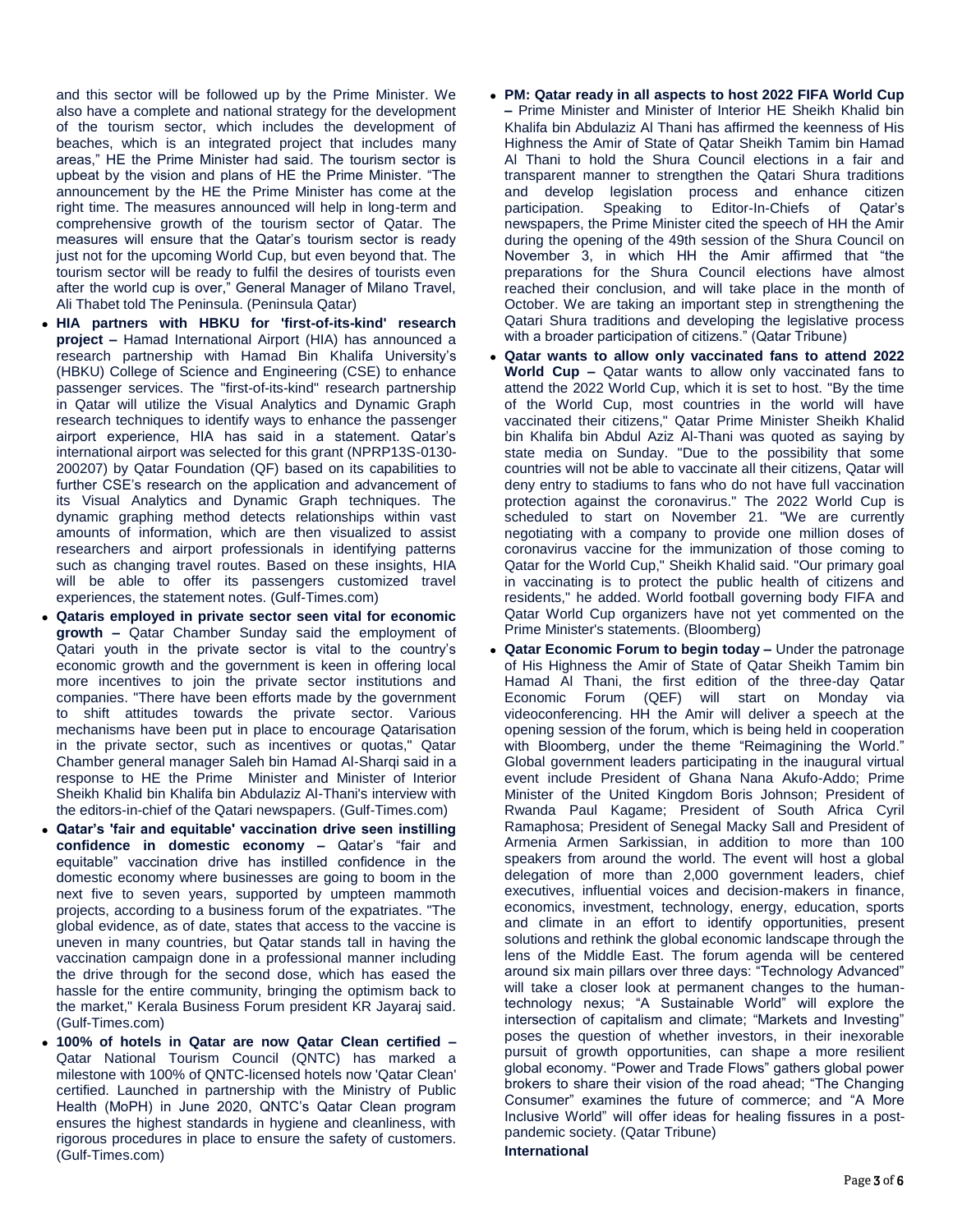and this sector will be followed up by the Prime Minister. We also have a complete and national strategy for the development of the tourism sector, which includes the development of beaches, which is an integrated project that includes many areas," HE the Prime Minister had said. The tourism sector is upbeat by the vision and plans of HE the Prime Minister. "The announcement by the HE the Prime Minister has come at the right time. The measures announced will help in long-term and comprehensive growth of the tourism sector of Qatar. The measures will ensure that the Qatar's tourism sector is ready just not for the upcoming World Cup, but even beyond that. The tourism sector will be ready to fulfil the desires of tourists even after the world cup is over," General Manager of Milano Travel, Ali Thabet told The Peninsula. (Peninsula Qatar)

- **HIA partners with HBKU for 'first-of-its-kind' research project –** Hamad International Airport (HIA) has announced a research partnership with Hamad Bin Khalifa University's (HBKU) College of Science and Engineering (CSE) to enhance passenger services. The "first-of-its-kind" research partnership in Qatar will utilize the Visual Analytics and Dynamic Graph research techniques to identify ways to enhance the passenger airport experience, HIA has said in a statement. Qatar's international airport was selected for this grant (NPRP13S-0130-200207) by Qatar Foundation (QF) based on its capabilities to further CSE's research on the application and advancement of its Visual Analytics and Dynamic Graph techniques. The dynamic graphing method detects relationships within vast amounts of information, which are then visualized to assist researchers and airport professionals in identifying patterns such as changing travel routes. Based on these insights, HIA will be able to offer its passengers customized travel experiences, the statement notes. (Gulf-Times.com)
- **Qataris employed in private sector seen vital for economic growth –** Qatar Chamber Sunday said the employment of Qatari youth in the private sector is vital to the country's economic growth and the government is keen in offering local more incentives to join the private sector institutions and companies. "There have been efforts made by the government to shift attitudes towards the private sector. Various mechanisms have been put in place to encourage Qatarisation in the private sector, such as incentives or quotas," Qatar Chamber general manager Saleh bin Hamad Al-Sharqi said in a response to HE the Prime Minister and Minister of Interior Sheikh Khalid bin Khalifa bin Abdulaziz Al-Thani's interview with the editors-in-chief of the Qatari newspapers. (Gulf-Times.com)
- **Qatar's 'fair and equitable' vaccination drive seen instilling confidence in domestic economy –** Qatar's "fair and equitable" vaccination drive has instilled confidence in the domestic economy where businesses are going to boom in the next five to seven years, supported by umpteen mammoth projects, according to a business forum of the expatriates. "The global evidence, as of date, states that access to the vaccine is uneven in many countries, but Qatar stands tall in having the vaccination campaign done in a professional manner including the drive through for the second dose, which has eased the hassle for the entire community, bringing the optimism back to the market," Kerala Business Forum president KR Jayaraj said. (Gulf-Times.com)
- **100% of hotels in Qatar are now Qatar Clean certified –** Qatar National Tourism Council (QNTC) has marked a milestone with 100% of QNTC-licensed hotels now 'Qatar Clean' certified. Launched in partnership with the Ministry of Public Health (MoPH) in June 2020, QNTC's Qatar Clean program ensures the highest standards in hygiene and cleanliness, with rigorous procedures in place to ensure the safety of customers. (Gulf-Times.com)
- **PM: Qatar ready in all aspects to host 2022 FIFA World Cup –** Prime Minister and Minister of Interior HE Sheikh Khalid bin Khalifa bin Abdulaziz Al Thani has affirmed the keenness of His Highness the Amir of State of Qatar Sheikh Tamim bin Hamad Al Thani to hold the Shura Council elections in a fair and transparent manner to strengthen the Qatari Shura traditions and develop legislation process and enhance citizen participation. Speaking to Editor-In-Chiefs of Qatar's newspapers, the Prime Minister cited the speech of HH the Amir during the opening of the 49th session of the Shura Council on November 3, in which HH the Amir affirmed that "the preparations for the Shura Council elections have almost reached their conclusion, and will take place in the month of October. We are taking an important step in strengthening the Qatari Shura traditions and developing the legislative process with a broader participation of citizens." (Qatar Tribune)
- **Qatar wants to allow only vaccinated fans to attend 2022 World Cup –** Qatar wants to allow only vaccinated fans to attend the 2022 World Cup, which it is set to host. "By the time of the World Cup, most countries in the world will have vaccinated their citizens," Qatar Prime Minister Sheikh Khalid bin Khalifa bin Abdul Aziz Al-Thani was quoted as saying by state media on Sunday. "Due to the possibility that some countries will not be able to vaccinate all their citizens, Qatar will deny entry to stadiums to fans who do not have full vaccination protection against the coronavirus." The 2022 World Cup is scheduled to start on November 21. "We are currently negotiating with a company to provide one million doses of coronavirus vaccine for the immunization of those coming to Qatar for the World Cup," Sheikh Khalid said. "Our primary goal in vaccinating is to protect the public health of citizens and residents," he added. World football governing body FIFA and Qatar World Cup organizers have not yet commented on the Prime Minister's statements. (Bloomberg)
- **Qatar Economic Forum to begin today –** Under the patronage of His Highness the Amir of State of Qatar Sheikh Tamim bin Hamad Al Thani, the first edition of the three-day Qatar Economic Forum (QEF) will start on Monday via videoconferencing. HH the Amir will deliver a speech at the opening session of the forum, which is being held in cooperation with Bloomberg, under the theme "Reimagining the World." Global government leaders participating in the inaugural virtual event include President of Ghana Nana Akufo-Addo; Prime Minister of the United Kingdom Boris Johnson; President of Rwanda Paul Kagame; President of South Africa Cyril Ramaphosa; President of Senegal Macky Sall and President of Armenia Armen Sarkissian, in addition to more than 100 speakers from around the world. The event will host a global delegation of more than 2,000 government leaders, chief executives, influential voices and decision-makers in finance, economics, investment, technology, energy, education, sports and climate in an effort to identify opportunities, present solutions and rethink the global economic landscape through the lens of the Middle East. The forum agenda will be centered around six main pillars over three days: "Technology Advanced" will take a closer look at permanent changes to the human-technology nexus; "A Sustainable World" will explore the intersection of capitalism and climate; "Markets and Investing" poses the question of whether investors, in their inexorable pursuit of growth opportunities, can shape a more resilient global economy. "Power and Trade Flows" gathers global power brokers to share their vision of the road ahead; "The Changing Consumer" examines the future of commerce; and "A More Inclusive World" will offer ideas for healing fissures in a post-pandemic society. (Qatar Tribune)

**International**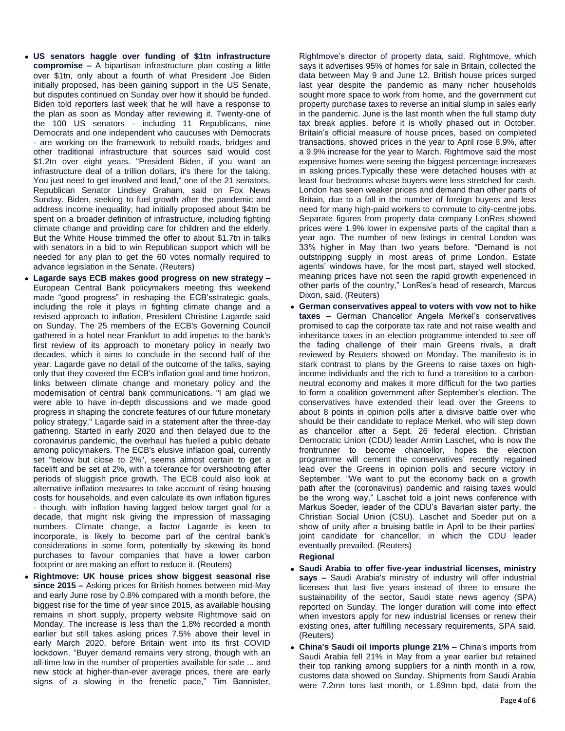- **US senators haggle over funding of $1tn infrastructure compromise –** A bipartisan infrastructure plan costing a little over $1tn, only about a fourth of what President Joe Biden initially proposed, has been gaining support in the US Senate, but disputes continued on Sunday over how it should be funded. Biden told reporters last week that he will have a response to the plan as soon as Monday after reviewing it. Twenty-one of the 100 US senators - including 11 Republicans, nine Democrats and one independent who caucuses with Democrats - are working on the framework to rebuild roads, bridges and other traditional infrastructure that sources said would cost $1.2tn over eight years. "President Biden, if you want an infrastructure deal of a trillion dollars, it's there for the taking. You just need to get involved and lead," one of the 21 senators, Republican Senator Lindsey Graham, said on Fox News Sunday. Biden, seeking to fuel growth after the pandemic and address income inequality, had initially proposed about $4tn be spent on a broader definition of infrastructure, including fighting climate change and providing care for children and the elderly. But the White House trimmed the offer to about $1.7tn in talks with senators in a bid to win Republican support which will be needed for any plan to get the 60 votes normally required to advance legislation in the Senate. (Reuters)
- **Lagarde says ECB makes good progress on new strategy –** European Central Bank policymakers meeting this weekend made "good progress" in reshaping the ECB'sstrategic goals, including the role it plays in fighting climate change and a revised approach to inflation, President Christine Lagarde said on Sunday. The 25 members of the ECB's Governing Council gathered in a hotel near Frankfurt to add impetus to the bank's first review of its approach to monetary policy in nearly two decades, which it aims to conclude in the second half of the year. Lagarde gave no detail of the outcome of the talks, saying only that they covered the ECB's inflation goal and time horizon, links between climate change and monetary policy and the modernisation of central bank communications. "I am glad we were able to have in-depth discussions and we made good progress in shaping the concrete features of our future monetary policy strategy," Lagarde said in a statement after the three-day gathering. Started in early 2020 and then delayed due to the coronavirus pandemic, the overhaul has fuelled a public debate among policymakers. The ECB's elusive inflation goal, currently set "below but close to 2%", seems almost certain to get a facelift and be set at 2%, with a tolerance for overshooting after periods of sluggish price growth. The ECB could also look at alternative inflation measures to take account of rising housing costs for households, and even calculate its own inflation figures - though, with inflation having lagged below target goal for a decade, that might risk giving the impression of massaging numbers. Climate change, a factor Lagarde is keen to incorporate, is likely to become part of the central bank's considerations in some form, potentially by skewing its bond purchases to favour companies that have a lower carbon footprint or are making an effort to reduce it. (Reuters)
- **Rightmove: UK house prices show biggest seasonal rise since 2015 –** Asking prices for British homes between mid-May and early June rose by 0.8% compared with a month before, the biggest rise for the time of year since 2015, as available housing remains in short supply, property website Rightmove said on Monday. The increase is less than the 1.8% recorded a month earlier but still takes asking prices 7.5% above their level in early March 2020, before Britain went into its first COVID lockdown. "Buyer demand remains very strong, though with an all-time low in the number of properties available for sale ... and new stock at higher-than-ever average prices, there are early signs of a slowing in the frenetic pace," Tim Bannister, Rightmove's director of property data, said. Rightmove, which says it advertises 95% of homes for sale in Britain, collected the data between May 9 and June 12. British house prices surged last year despite the pandemic as many richer households sought more space to work from home, and the government cut property purchase taxes to reverse an initial slump in sales early in the pandemic. June is the last month when the full stamp duty tax break applies, before it is wholly phased out in October. Britain's official measure of house prices, based on completed transactions, showed prices in the year to April rose 8.9%, after a 9.9% increase for the year to March. Rightmove said the most expensive homes were seeing the biggest percentage increases in asking prices.Typically these were detached houses with at least four bedrooms whose buyers were less stretched for cash. London has seen weaker prices and demand than other parts of Britain, due to a fall in the number of foreign buyers and less need for many high-paid workers to commute to city-centre jobs. Separate figures from property data company LonRes showed prices were 1.9% lower in expensive parts of the capital than a year ago. The number of new listings in central London was 33% higher in May than two years before. "Demand is not outstripping supply in most areas of prime London. Estate agents' windows have, for the most part, stayed well stocked, meaning prices have not seen the rapid growth experienced in other parts of the country," LonRes's head of research, Marcus Dixon, said. (Reuters)
- **German conservatives appeal to voters with vow not to hike taxes –** German Chancellor Angela Merkel's conservatives promised to cap the corporate tax rate and not raise wealth and inheritance taxes in an election programme intended to see off the fading challenge of their main Greens rivals, a draft reviewed by Reuters showed on Monday. The manifesto is in stark contrast to plans by the Greens to raise taxes on high-income individuals and the rich to fund a transition to a carbon-neutral economy and makes it more difficult for the two parties to form a coalition government after September's election. The conservatives have extended their lead over the Greens to about 8 points in opinion polls after a divisive battle over who should be their candidate to replace Merkel, who will step down as chancellor after a Sept. 26 federal election. Christian Democratic Union (CDU) leader Armin Laschet, who is now the frontrunner to become chancellor, hopes the election programme will cement the conservatives' recently regained lead over the Greens in opinion polls and secure victory in September. "We want to put the economy back on a growth path after the (coronavirus) pandemic and raising taxes would be the wrong way," Laschet told a joint news conference with Markus Soeder, leader of the CDU's Bavarian sister party, the Christian Social Union (CSU). Laschet and Soeder put on a show of unity after a bruising battle in April to be their parties' joint candidate for chancellor, in which the CDU leader eventually prevailed. (Reuters)

**Regional**

- **Saudi Arabia to offer five-year industrial licenses, ministry says –** Saudi Arabia's ministry of industry will offer industrial licenses that last five years instead of three to ensure the sustainability of the sector, Saudi state news agency (SPA) reported on Sunday. The longer duration will come into effect when investors apply for new industrial licenses or renew their existing ones, after fulfilling necessary requirements, SPA said. (Reuters)
- **China's Saudi oil imports plunge 21% –** China's imports from Saudi Arabia fell 21% in May from a year earlier but retained their top ranking among suppliers for a ninth month in a row, customs data showed on Sunday. Shipments from Saudi Arabia were 7.2mn tons last month, or 1.69mn bpd, data from the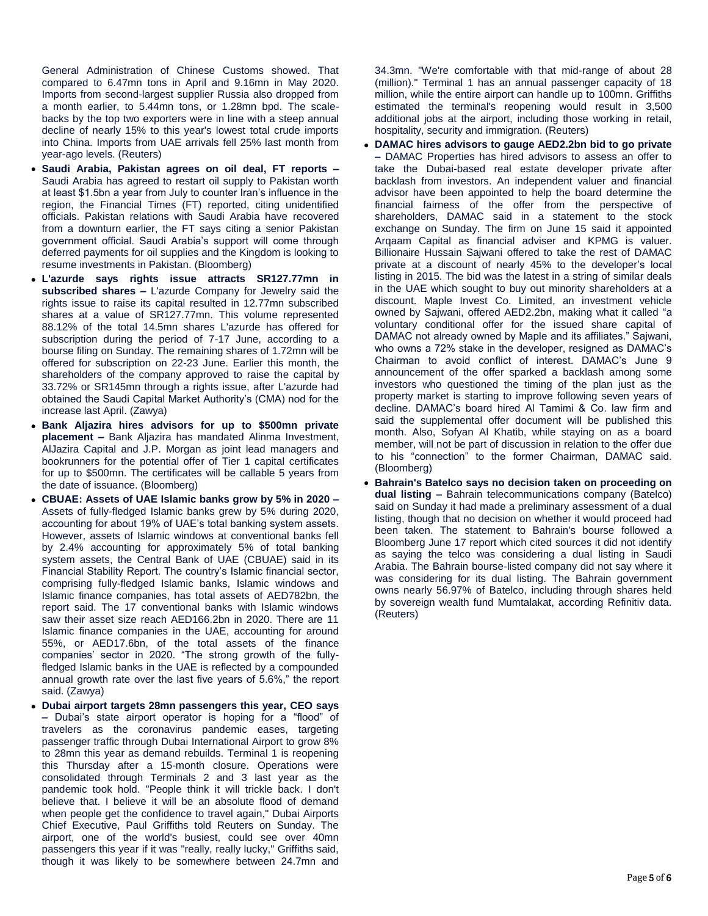General Administration of Chinese Customs showed. That compared to 6.47mn tons in April and 9.16mn in May 2020. Imports from second-largest supplier Russia also dropped from a month earlier, to 5.44mn tons, or 1.28mn bpd. The scale-backs by the top two exporters were in line with a steep annual decline of nearly 15% to this year's lowest total crude imports into China. Imports from UAE arrivals fell 25% last month from year-ago levels. (Reuters)

- **Saudi Arabia, Pakistan agrees on oil deal, FT reports –** Saudi Arabia has agreed to restart oil supply to Pakistan worth at least $1.5bn a year from July to counter Iran's influence in the region, the Financial Times (FT) reported, citing unidentified officials. Pakistan relations with Saudi Arabia have recovered from a downturn earlier, the FT says citing a senior Pakistan government official. Saudi Arabia's support will come through deferred payments for oil supplies and the Kingdom is looking to resume investments in Pakistan. (Bloomberg)
- **L'azurde says rights issue attracts SR127.77mn in subscribed shares –** L'azurde Company for Jewelry said the rights issue to raise its capital resulted in 12.77mn subscribed shares at a value of SR127.77mn. This volume represented 88.12% of the total 14.5mn shares L'azurde has offered for subscription during the period of 7-17 June, according to a bourse filing on Sunday. The remaining shares of 1.72mn will be offered for subscription on 22-23 June. Earlier this month, the shareholders of the company approved to raise the capital by 33.72% or SR145mn through a rights issue, after L'azurde had obtained the Saudi Capital Market Authority's (CMA) nod for the increase last April. (Zawya)
- **Bank Aljazira hires advisors for up to $500mn private placement –** Bank Aljazira has mandated Alinma Investment, AlJazira Capital and J.P. Morgan as joint lead managers and bookrunners for the potential offer of Tier 1 capital certificates for up to $500mn. The certificates will be callable 5 years from the date of issuance. (Bloomberg)
- **CBUAE: Assets of UAE Islamic banks grow by 5% in 2020 –** Assets of fully-fledged Islamic banks grew by 5% during 2020, accounting for about 19% of UAE's total banking system assets. However, assets of Islamic windows at conventional banks fell by 2.4% accounting for approximately 5% of total banking system assets, the Central Bank of UAE (CBUAE) said in its Financial Stability Report. The country's Islamic financial sector, comprising fully-fledged Islamic banks, Islamic windows and Islamic finance companies, has total assets of AED782bn, the report said. The 17 conventional banks with Islamic windows saw their asset size reach AED166.2bn in 2020. There are 11 Islamic finance companies in the UAE, accounting for around 55%, or AED17.6bn, of the total assets of the finance companies' sector in 2020. "The strong growth of the fully-fledged Islamic banks in the UAE is reflected by a compounded annual growth rate over the last five years of 5.6%," the report said. (Zawya)
- **Dubai airport targets 28mn passengers this year, CEO says –** Dubai's state airport operator is hoping for a "flood" of travelers as the coronavirus pandemic eases, targeting passenger traffic through Dubai International Airport to grow 8% to 28mn this year as demand rebuilds. Terminal 1 is reopening this Thursday after a 15-month closure. Operations were consolidated through Terminals 2 and 3 last year as the pandemic took hold. "People think it will trickle back. I don't believe that. I believe it will be an absolute flood of demand when people get the confidence to travel again," Dubai Airports Chief Executive, Paul Griffiths told Reuters on Sunday. The airport, one of the world's busiest, could see over 40mn passengers this year if it was "really, really lucky," Griffiths said, though it was likely to be somewhere between 24.7mn and 34.3mn. "We're comfortable with that mid-range of about 28 (million)." Terminal 1 has an annual passenger capacity of 18 million, while the entire airport can handle up to 100mn. Griffiths estimated the terminal's reopening would result in 3,500 additional jobs at the airport, including those working in retail, hospitality, security and immigration. (Reuters)
- **DAMAC hires advisors to gauge AED2.2bn bid to go private –** DAMAC Properties has hired advisors to assess an offer to take the Dubai-based real estate developer private after backlash from investors. An independent valuer and financial advisor have been appointed to help the board determine the financial fairness of the offer from the perspective of shareholders, DAMAC said in a statement to the stock exchange on Sunday. The firm on June 15 said it appointed Arqaam Capital as financial adviser and KPMG is valuer. Billionaire Hussain Sajwani offered to take the rest of DAMAC private at a discount of nearly 45% to the developer's local listing in 2015. The bid was the latest in a string of similar deals in the UAE which sought to buy out minority shareholders at a discount. Maple Invest Co. Limited, an investment vehicle owned by Sajwani, offered AED2.2bn, making what it called "a voluntary conditional offer for the issued share capital of DAMAC not already owned by Maple and its affiliates." Sajwani, who owns a 72% stake in the developer, resigned as DAMAC's Chairman to avoid conflict of interest. DAMAC's June 9 announcement of the offer sparked a backlash among some investors who questioned the timing of the plan just as the property market is starting to improve following seven years of decline. DAMAC's board hired Al Tamimi & Co. law firm and said the supplemental offer document will be published this month. Also, Sofyan Al Khatib, while staying on as a board member, will not be part of discussion in relation to the offer due to his "connection" to the former Chairman, DAMAC said. (Bloomberg)
- **Bahrain's Batelco says no decision taken on proceeding on dual listing –** Bahrain telecommunications company (Batelco) said on Sunday it had made a preliminary assessment of a dual listing, though that no decision on whether it would proceed had been taken. The statement to Bahrain's bourse followed a Bloomberg June 17 report which cited sources it did not identify as saying the telco was considering a dual listing in Saudi Arabia. The Bahrain bourse-listed company did not say where it was considering for its dual listing. The Bahrain government owns nearly 56.97% of Batelco, including through shares held by sovereign wealth fund Mumtalakat, according Refinitiv data. (Reuters)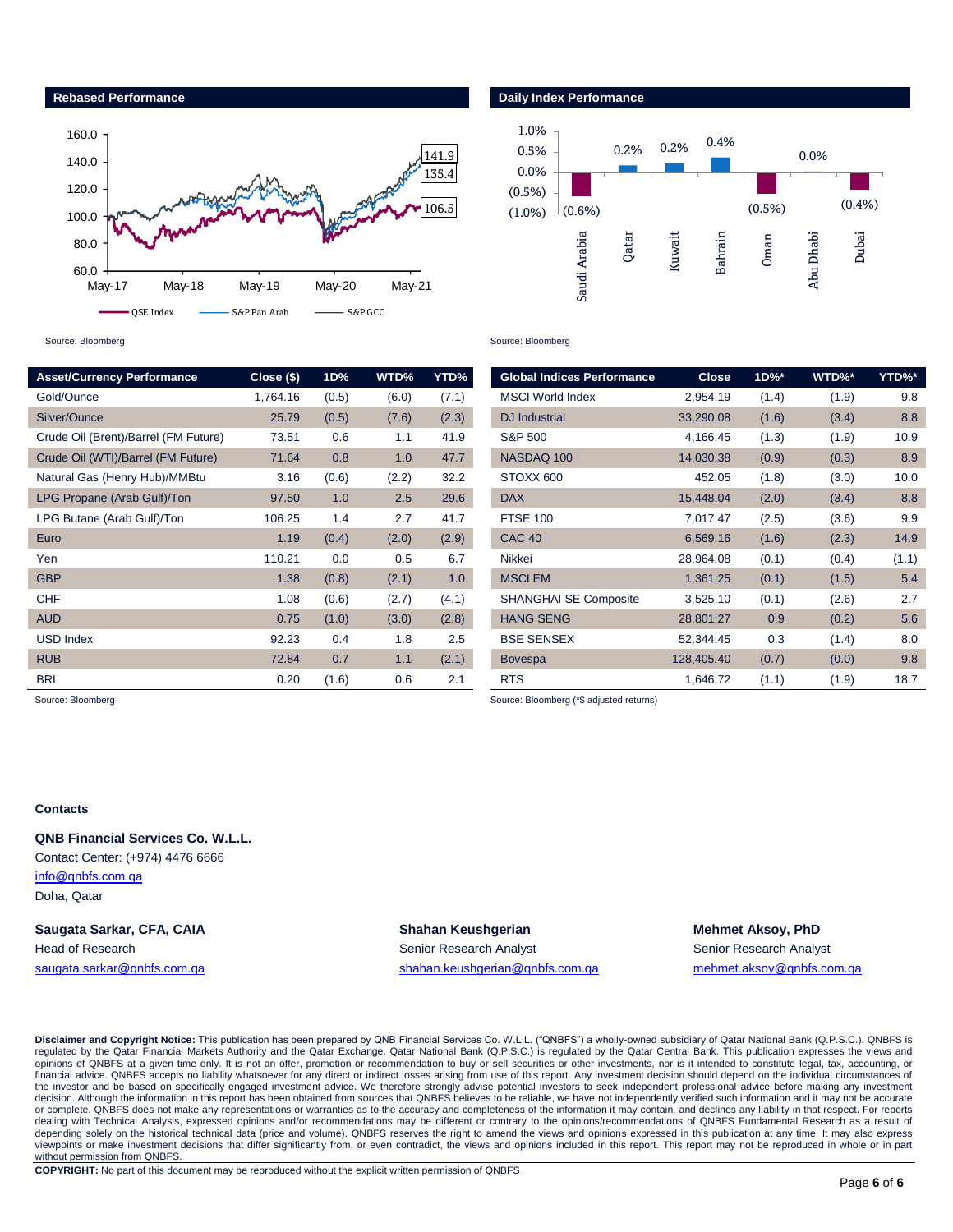**Rebased Performance**

160.0
140.0
120.0
100.0
80.0
60.0

May-17 May-18 May-19 May-20 May-21

141.9
135.4
106.5

QSE Index S&P Pan Arab S&P GCC

Source: Bloomberg

**Daily Index Performance**

1.0%
0.5%
0.0%
(0.5%)
(1.0%)

(0.6%) 0.2% 0.2% 0.4% (0.5%) 0.0% (0.4%)

Saudi Arabia Qatar Kuwait Bahrain Oman Abu Dhabi Dubai

Source: Bloomberg

| Asset/Currency Performance | Close ($) | 1D% | WTD% | YTD% |
|---|---|---|---|---|
| Gold/Ounce | 1,764.16 | (0.5) | (6.0) | (7.1) |
| Silver/Ounce | 25.79 | (0.5) | (7.6) | (2.3) |
| Crude Oil (Brent)/Barrel (FM Future) | 73.51 | 0.6 | 1.1 | 41.9 |
| Crude Oil (WTI)/Barrel (FM Future) | 71.64 | 0.8 | 1.0 | 47.7 |
| Natural Gas (Henry Hub)/MMBtu | 3.16 | (0.6) | (2.2) | 32.2 |
| LPG Propane (Arab Gulf)/Ton | 97.50 | 1.0 | 2.5 | 29.6 |
| LPG Butane (Arab Gulf)/Ton | 106.25 | 1.4 | 2.7 | 41.7 |
| Euro | 1.19 | (0.4) | (2.0) | (2.9) |
| Yen | 110.21 | 0.0 | 0.5 | 6.7 |
| GBP | 1.38 | (0.8) | (2.1) | 1.0 |
| CHF | 1.08 | (0.6) | (2.7) | (4.1) |
| AUD | 0.75 | (1.0) | (3.0) | (2.8) |
| USD Index | 92.23 | 0.4 | 1.8 | 2.5 |
| RUB | 72.84 | 0.7 | 1.1 | (2.1) |
| BRL | 0.20 | (1.6) | 0.6 | 2.1 |

Source: Bloomberg

| Global Indices Performance | Close | 1D%* | WTD%* | YTD%* |
|---|---|---|---|---|
| MSCI World Index | 2,954.19 | (1.4) | (1.9) | 9.8 |
| DJ Industrial | 33,290.08 | (1.6) | (3.4) | 8.8 |
| S&P 500 | 4,166.45 | (1.3) | (1.9) | 10.9 |
| NASDAQ 100 | 14,030.38 | (0.9) | (0.3) | 8.9 |
| STOXX 600 | 452.05 | (1.8) | (3.0) | 10.0 |
| DAX | 15,448.04 | (2.0) | (3.4) | 8.8 |
| FTSE 100 | 7,017.47 | (2.5) | (3.6) | 9.9 |
| CAC 40 | 6,569.16 | (1.6) | (2.3) | 14.9 |
| Nikkei | 28,964.08 | (0.1) | (0.4) | (1.1) |
| MSCI EM | 1,361.25 | (0.1) | (1.5) | 5.4 |
| SHANGHAI SE Composite | 3,525.10 | (0.1) | (2.6) | 2.7 |
| HANG SENG | 28,801.27 | 0.9 | (0.2) | 5.6 |
| BSE SENSEX | 52,344.45 | 0.3 | (1.4) | 8.0 |
| Bovespa | 128,405.40 | (0.7) | (0.0) | 9.8 |
| RTS | 1,646.72 | (1.1) | (1.9) | 18.7 |

Source: Bloomberg (*$ adjusted returns)

**Contacts**

**QNB Financial Services Co. W.L.L.**
Contact Center: (+974) 4476 6666
info@qnbfs.com.qa
Doha, Qatar

**Saugata Sarkar, CFA, CAIA**
Head of Research
saugata.sarkar@qnbfs.com.qa

**Shahan Keushgerian**
Senior Research Analyst
shahan.keushgerian@qnbfs.com.qa

**Mehmet Aksoy, PhD**
Senior Research Analyst
mehmet.aksoy@qnbfs.com.qa

**Disclaimer and Copyright Notice:** This publication has been prepared by QNB Financial Services Co. W.L.L. ("QNBFS") a wholly-owned subsidiary of Qatar National Bank (Q.P.S.C.). QNBFS is regulated by the Qatar Financial Markets Authority and the Qatar Exchange. Qatar National Bank (Q.P.S.C.) is regulated by the Qatar Central Bank. This publication expresses the views and opinions of QNBFS at a given time only. It is not an offer, promotion or recommendation to buy or sell securities or other investments, nor is it intended to constitute legal, tax, accounting, or financial advice. QNBFS accepts no liability whatsoever for any direct or indirect losses arising from use of this report. Any investment decision should depend on the individual circumstances of the investor and be based on specifically engaged investment advice. We therefore strongly advise potential investors to seek independent professional advice before making any investment decision. Although the information in this report has been obtained from sources that QNBFS believes to be reliable, we have not independently verified such information and it may not be accurate or complete. QNBFS does not make any representations or warranties as to the accuracy and completeness of the information it may contain, and declines any liability in that respect. For reports dealing with Technical Analysis, expressed opinions and/or recommendations may be different or contrary to the opinions/recommendations of QNBFS Fundamental Research as a result of depending solely on the historical technical data (price and volume). QNBFS reserves the right to amend the views and opinions expressed in this publication at any time. It may also express viewpoints or make investment decisions that differ significantly from, or even contradict, the views and opinions included in this report. This report may not be reproduced in whole or in part without permission from QNBFS.

**COPYRIGHT:** No part of this document may be reproduced without the explicit written permission of QNBFS